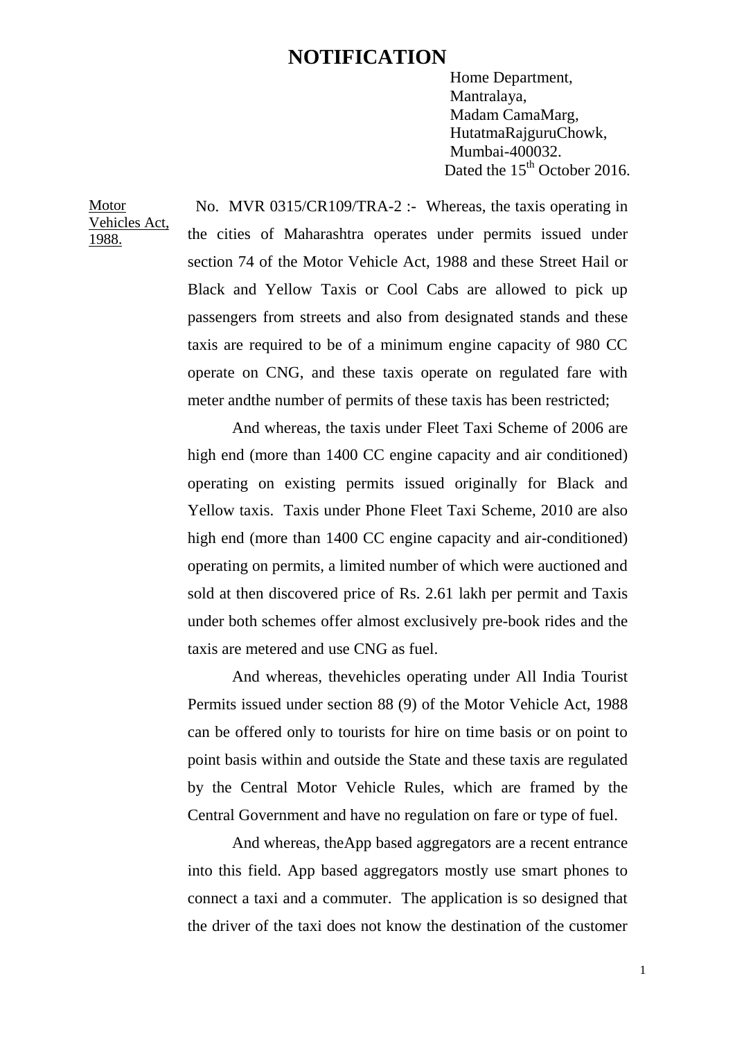# NOTIFICATION

Home Department,
Mantralaya,
Madam CamaMarg,
HutatmaRajguruChowk,
Mumbai-400032.
Dated the 15th October 2016.

Motor Vehicles Act, 1988.

No. MVR 0315/CR109/TRA-2 :- Whereas, the taxis operating in the cities of Maharashtra operates under permits issued under section 74 of the Motor Vehicle Act, 1988 and these Street Hail or Black and Yellow Taxis or Cool Cabs are allowed to pick up passengers from streets and also from designated stands and these taxis are required to be of a minimum engine capacity of 980 CC operate on CNG, and these taxis operate on regulated fare with meter andthe number of permits of these taxis has been restricted;

And whereas, the taxis under Fleet Taxi Scheme of 2006 are high end (more than 1400 CC engine capacity and air conditioned) operating on existing permits issued originally for Black and Yellow taxis. Taxis under Phone Fleet Taxi Scheme, 2010 are also high end (more than 1400 CC engine capacity and air-conditioned) operating on permits, a limited number of which were auctioned and sold at then discovered price of Rs. 2.61 lakh per permit and Taxis under both schemes offer almost exclusively pre-book rides and the taxis are metered and use CNG as fuel.

And whereas, thevehicles operating under All India Tourist Permits issued under section 88 (9) of the Motor Vehicle Act, 1988 can be offered only to tourists for hire on time basis or on point to point basis within and outside the State and these taxis are regulated by the Central Motor Vehicle Rules, which are framed by the Central Government and have no regulation on fare or type of fuel.

And whereas, theApp based aggregators are a recent entrance into this field. App based aggregators mostly use smart phones to connect a taxi and a commuter. The application is so designed that the driver of the taxi does not know the destination of the customer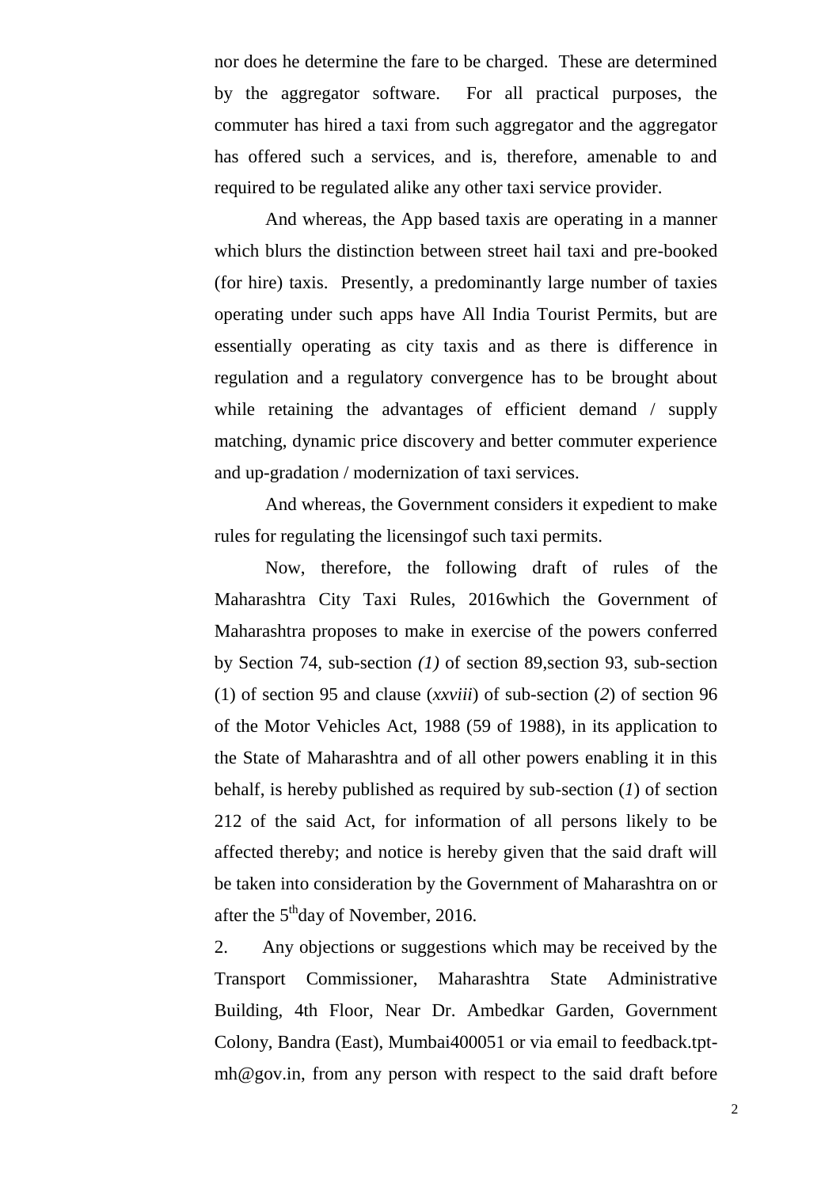nor does he determine the fare to be charged. These are determined by the aggregator software. For all practical purposes, the commuter has hired a taxi from such aggregator and the aggregator has offered such a services, and is, therefore, amenable to and required to be regulated alike any other taxi service provider.

And whereas, the App based taxis are operating in a manner which blurs the distinction between street hail taxi and pre-booked (for hire) taxis. Presently, a predominantly large number of taxies operating under such apps have All India Tourist Permits, but are essentially operating as city taxis and as there is difference in regulation and a regulatory convergence has to be brought about while retaining the advantages of efficient demand / supply matching, dynamic price discovery and better commuter experience and up-gradation / modernization of taxi services.

And whereas, the Government considers it expedient to make rules for regulating the licensingof such taxi permits.

Now, therefore, the following draft of rules of the Maharashtra City Taxi Rules, 2016which the Government of Maharashtra proposes to make in exercise of the powers conferred by Section 74, sub-section *(1)* of section 89,section 93, sub-section (1) of section 95 and clause (*xxviii*) of sub-section (*2*) of section 96 of the Motor Vehicles Act, 1988 (59 of 1988), in its application to the State of Maharashtra and of all other powers enabling it in this behalf, is hereby published as required by sub-section (*1*) of section 212 of the said Act, for information of all persons likely to be affected thereby; and notice is hereby given that the said draft will be taken into consideration by the Government of Maharashtra on or after the 5th day of November, 2016.

2. Any objections or suggestions which may be received by the Transport Commissioner, Maharashtra State Administrative Building, 4th Floor, Near Dr. Ambedkar Garden, Government Colony, Bandra (East), Mumbai400051 or via email to feedback.tpt-mh@gov.in, from any person with respect to the said draft before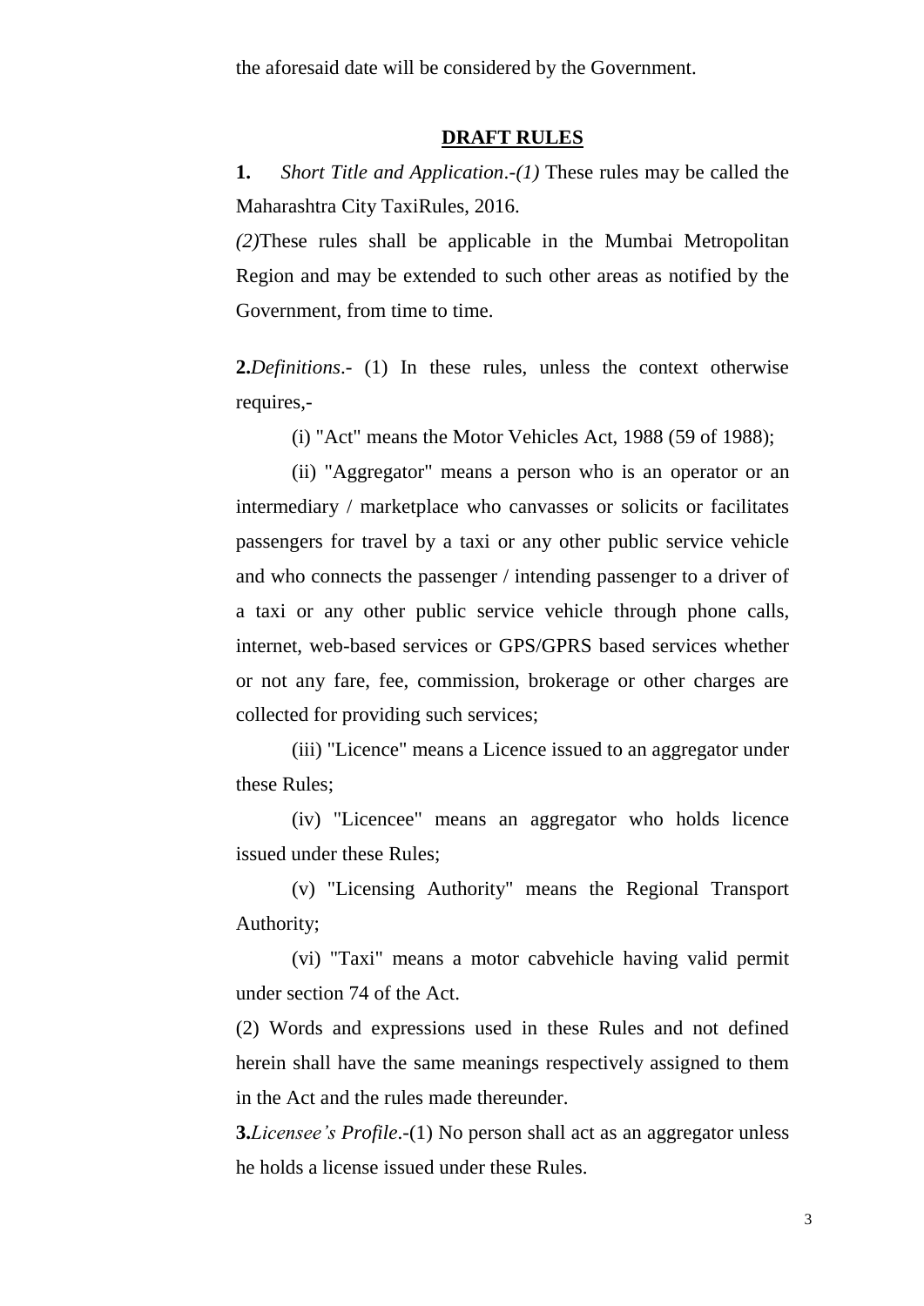the aforesaid date will be considered by the Government.

## DRAFT RULES

**1.** *Short Title and Application*.-*(1)* These rules may be called the Maharashtra City TaxiRules, 2016.

*(2)*These rules shall be applicable in the Mumbai Metropolitan Region and may be extended to such other areas as notified by the Government, from time to time.

**2.***Definitions*.- (1) In these rules, unless the context otherwise requires,-

(i) "Act" means the Motor Vehicles Act, 1988 (59 of 1988);

(ii) "Aggregator" means a person who is an operator or an intermediary / marketplace who canvasses or solicits or facilitates passengers for travel by a taxi or any other public service vehicle and who connects the passenger / intending passenger to a driver of a taxi or any other public service vehicle through phone calls, internet, web-based services or GPS/GPRS based services whether or not any fare, fee, commission, brokerage or other charges are collected for providing such services;

(iii) "Licence" means a Licence issued to an aggregator under these Rules;

(iv) "Licencee" means an aggregator who holds licence issued under these Rules;

(v) "Licensing Authority" means the Regional Transport Authority;

(vi) "Taxi" means a motor cabvehicle having valid permit under section 74 of the Act.

(2) Words and expressions used in these Rules and not defined herein shall have the same meanings respectively assigned to them in the Act and the rules made thereunder.

**3.***Licensee's Profile*.-(1) No person shall act as an aggregator unless he holds a license issued under these Rules.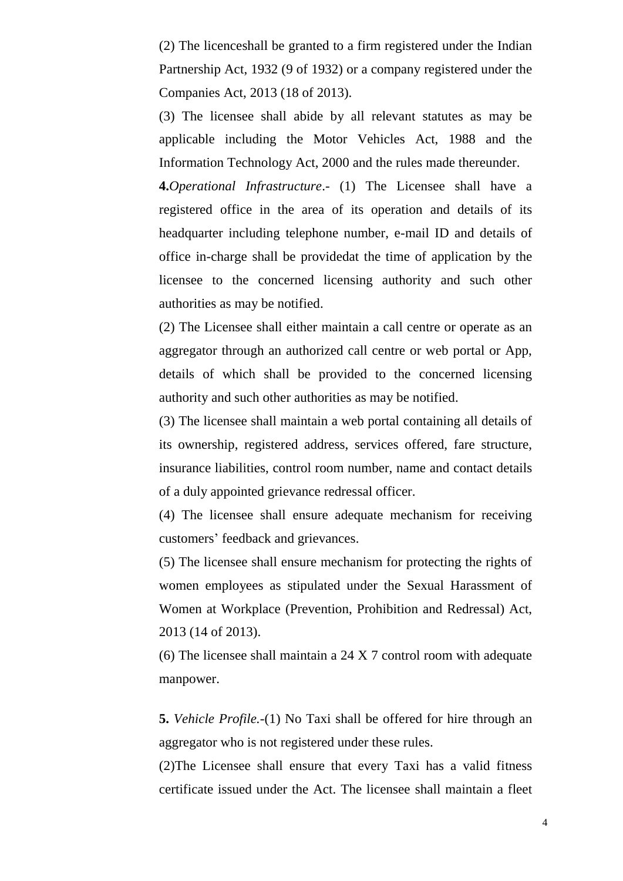(2) The licenceshall be granted to a firm registered under the Indian Partnership Act, 1932 (9 of 1932) or a company registered under the Companies Act, 2013 (18 of 2013).

(3) The licensee shall abide by all relevant statutes as may be applicable including the Motor Vehicles Act, 1988 and the Information Technology Act, 2000 and the rules made thereunder.

**4.***Operational Infrastructure*.- (1) The Licensee shall have a registered office in the area of its operation and details of its headquarter including telephone number, e-mail ID and details of office in-charge shall be providedat the time of application by the licensee to the concerned licensing authority and such other authorities as may be notified.

(2) The Licensee shall either maintain a call centre or operate as an aggregator through an authorized call centre or web portal or App, details of which shall be provided to the concerned licensing authority and such other authorities as may be notified.

(3) The licensee shall maintain a web portal containing all details of its ownership, registered address, services offered, fare structure, insurance liabilities, control room number, name and contact details of a duly appointed grievance redressal officer.

(4) The licensee shall ensure adequate mechanism for receiving customers' feedback and grievances.

(5) The licensee shall ensure mechanism for protecting the rights of women employees as stipulated under the Sexual Harassment of Women at Workplace (Prevention, Prohibition and Redressal) Act, 2013 (14 of 2013).

(6) The licensee shall maintain a 24 X 7 control room with adequate manpower.

**5.** *Vehicle Profile.*-(1) No Taxi shall be offered for hire through an aggregator who is not registered under these rules.

(2)The Licensee shall ensure that every Taxi has a valid fitness certificate issued under the Act. The licensee shall maintain a fleet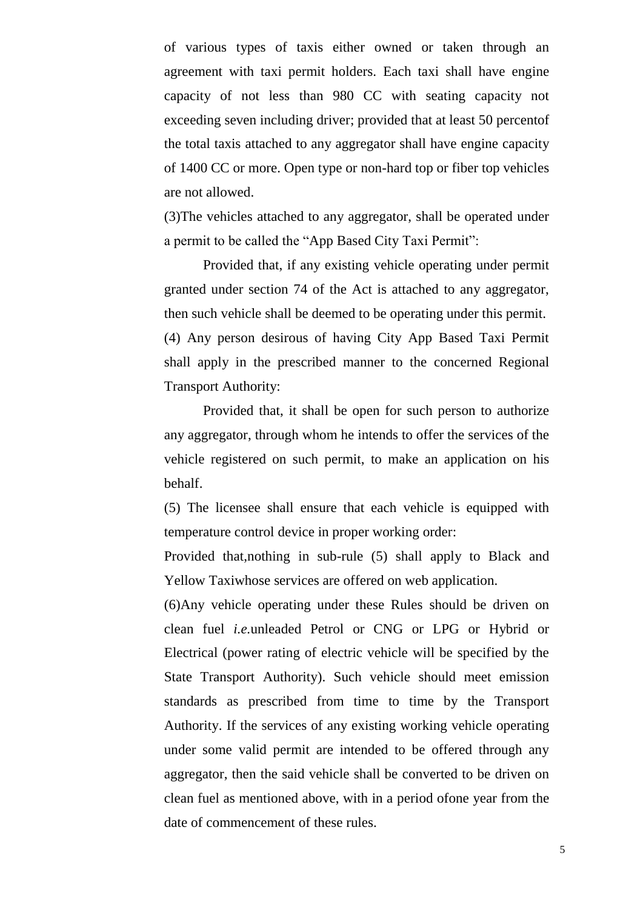of various types of taxis either owned or taken through an agreement with taxi permit holders. Each taxi shall have engine capacity of not less than 980 CC with seating capacity not exceeding seven including driver; provided that at least 50 percentof the total taxis attached to any aggregator shall have engine capacity of 1400 CC or more. Open type or non-hard top or fiber top vehicles are not allowed.

(3)The vehicles attached to any aggregator, shall be operated under a permit to be called the "App Based City Taxi Permit":

Provided that, if any existing vehicle operating under permit granted under section 74 of the Act is attached to any aggregator, then such vehicle shall be deemed to be operating under this permit.

(4) Any person desirous of having City App Based Taxi Permit shall apply in the prescribed manner to the concerned Regional Transport Authority:

Provided that, it shall be open for such person to authorize any aggregator, through whom he intends to offer the services of the vehicle registered on such permit, to make an application on his behalf.

(5) The licensee shall ensure that each vehicle is equipped with temperature control device in proper working order:

Provided that,nothing in sub-rule (5) shall apply to Black and Yellow Taxiwhose services are offered on web application.

(6)Any vehicle operating under these Rules should be driven on clean fuel *i.e.*unleaded Petrol or CNG or LPG or Hybrid or Electrical (power rating of electric vehicle will be specified by the State Transport Authority). Such vehicle should meet emission standards as prescribed from time to time by the Transport Authority. If the services of any existing working vehicle operating under some valid permit are intended to be offered through any aggregator, then the said vehicle shall be converted to be driven on clean fuel as mentioned above, with in a period ofone year from the date of commencement of these rules.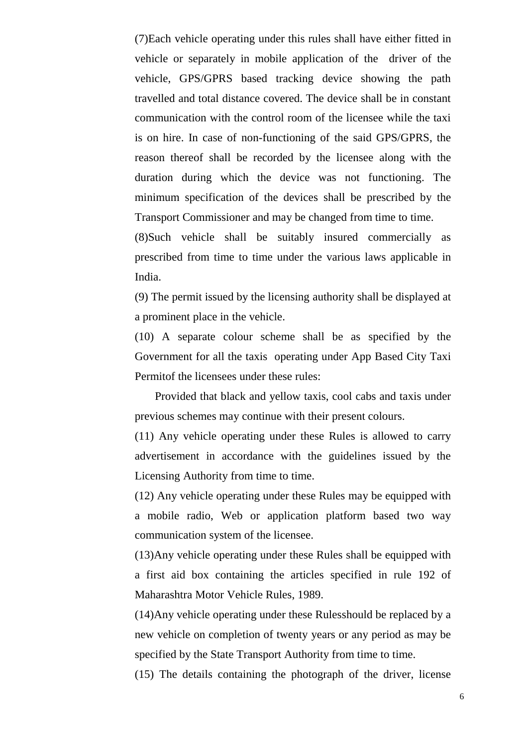(7)Each vehicle operating under this rules shall have either fitted in vehicle or separately in mobile application of the driver of the vehicle, GPS/GPRS based tracking device showing the path travelled and total distance covered. The device shall be in constant communication with the control room of the licensee while the taxi is on hire. In case of non-functioning of the said GPS/GPRS, the reason thereof shall be recorded by the licensee along with the duration during which the device was not functioning. The minimum specification of the devices shall be prescribed by the Transport Commissioner and may be changed from time to time.

(8)Such vehicle shall be suitably insured commercially as prescribed from time to time under the various laws applicable in India.

(9) The permit issued by the licensing authority shall be displayed at a prominent place in the vehicle.

(10) A separate colour scheme shall be as specified by the Government for all the taxis operating under App Based City Taxi Permitof the licensees under these rules:

Provided that black and yellow taxis, cool cabs and taxis under previous schemes may continue with their present colours.

(11) Any vehicle operating under these Rules is allowed to carry advertisement in accordance with the guidelines issued by the Licensing Authority from time to time.

(12) Any vehicle operating under these Rules may be equipped with a mobile radio, Web or application platform based two way communication system of the licensee.

(13)Any vehicle operating under these Rules shall be equipped with a first aid box containing the articles specified in rule 192 of Maharashtra Motor Vehicle Rules, 1989.

(14)Any vehicle operating under these Rulesshould be replaced by a new vehicle on completion of twenty years or any period as may be specified by the State Transport Authority from time to time.

(15) The details containing the photograph of the driver, license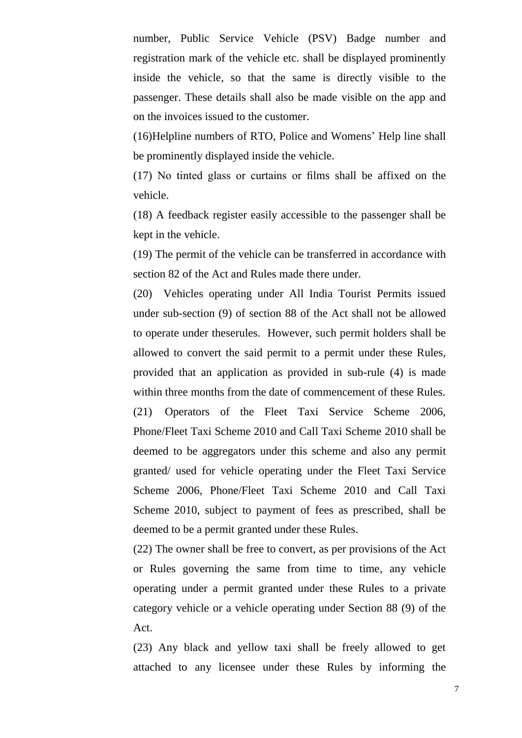number, Public Service Vehicle (PSV) Badge number and registration mark of the vehicle etc. shall be displayed prominently inside the vehicle, so that the same is directly visible to the passenger. These details shall also be made visible on the app and on the invoices issued to the customer.

(16)Helpline numbers of RTO, Police and Womens' Help line shall be prominently displayed inside the vehicle.

(17) No tinted glass or curtains or films shall be affixed on the vehicle.

(18) A feedback register easily accessible to the passenger shall be kept in the vehicle.

(19) The permit of the vehicle can be transferred in accordance with section 82 of the Act and Rules made there under.

(20) Vehicles operating under All India Tourist Permits issued under sub-section (9) of section 88 of the Act shall not be allowed to operate under theserules. However, such permit holders shall be allowed to convert the said permit to a permit under these Rules, provided that an application as provided in sub-rule (4) is made within three months from the date of commencement of these Rules.

(21) Operators of the Fleet Taxi Service Scheme 2006, Phone/Fleet Taxi Scheme 2010 and Call Taxi Scheme 2010 shall be deemed to be aggregators under this scheme and also any permit granted/ used for vehicle operating under the Fleet Taxi Service Scheme 2006, Phone/Fleet Taxi Scheme 2010 and Call Taxi Scheme 2010, subject to payment of fees as prescribed, shall be deemed to be a permit granted under these Rules.

(22) The owner shall be free to convert, as per provisions of the Act or Rules governing the same from time to time, any vehicle operating under a permit granted under these Rules to a private category vehicle or a vehicle operating under Section 88 (9) of the Act.

(23) Any black and yellow taxi shall be freely allowed to get attached to any licensee under these Rules by informing the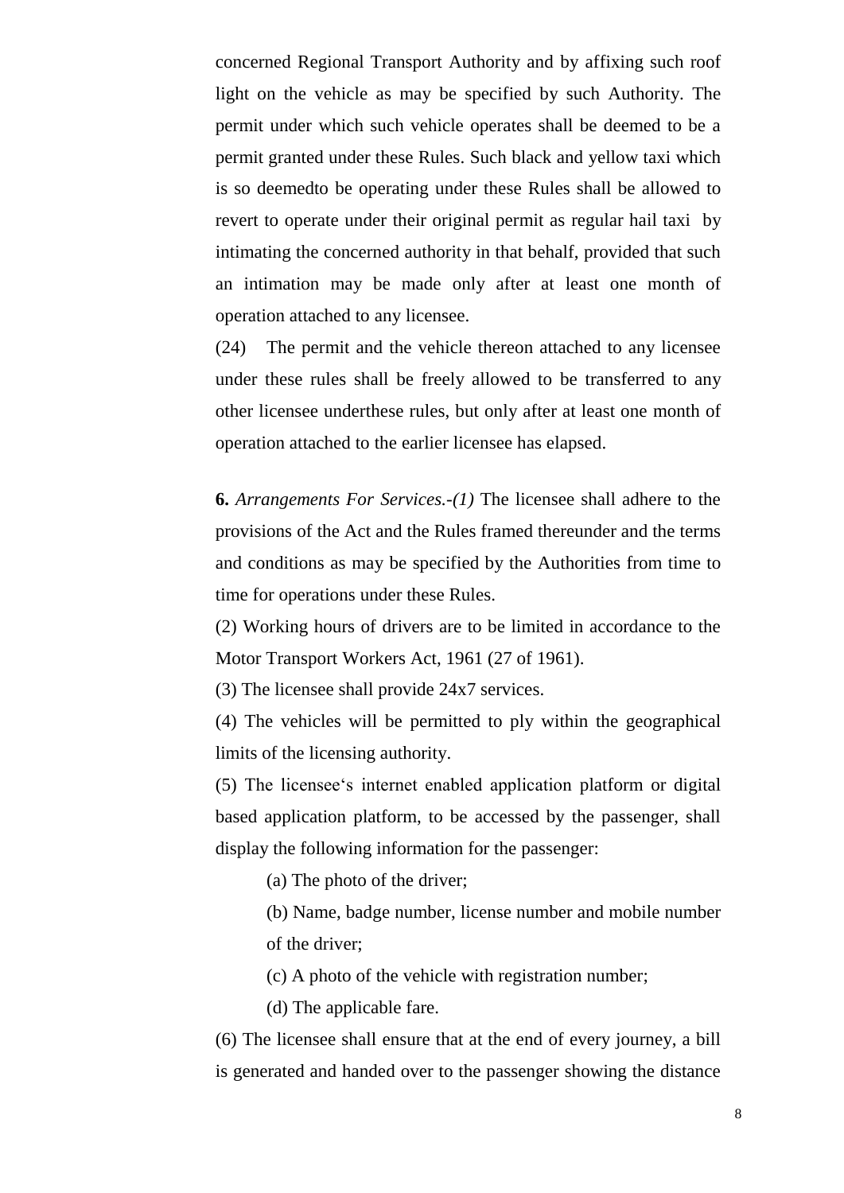concerned Regional Transport Authority and by affixing such roof light on the vehicle as may be specified by such Authority. The permit under which such vehicle operates shall be deemed to be a permit granted under these Rules. Such black and yellow taxi which is so deemedto be operating under these Rules shall be allowed to revert to operate under their original permit as regular hail taxi by intimating the concerned authority in that behalf, provided that such an intimation may be made only after at least one month of operation attached to any licensee.

(24) The permit and the vehicle thereon attached to any licensee under these rules shall be freely allowed to be transferred to any other licensee underthese rules, but only after at least one month of operation attached to the earlier licensee has elapsed.

**6.** *Arrangements For Services.-(1)* The licensee shall adhere to the provisions of the Act and the Rules framed thereunder and the terms and conditions as may be specified by the Authorities from time to time for operations under these Rules.

(2) Working hours of drivers are to be limited in accordance to the Motor Transport Workers Act, 1961 (27 of 1961).

(3) The licensee shall provide 24x7 services.

(4) The vehicles will be permitted to ply within the geographical limits of the licensing authority.

(5) The licensee‘s internet enabled application platform or digital based application platform, to be accessed by the passenger, shall display the following information for the passenger:

(a) The photo of the driver;

(b) Name, badge number, license number and mobile number of the driver;

(c) A photo of the vehicle with registration number;

(d) The applicable fare.

(6) The licensee shall ensure that at the end of every journey, a bill is generated and handed over to the passenger showing the distance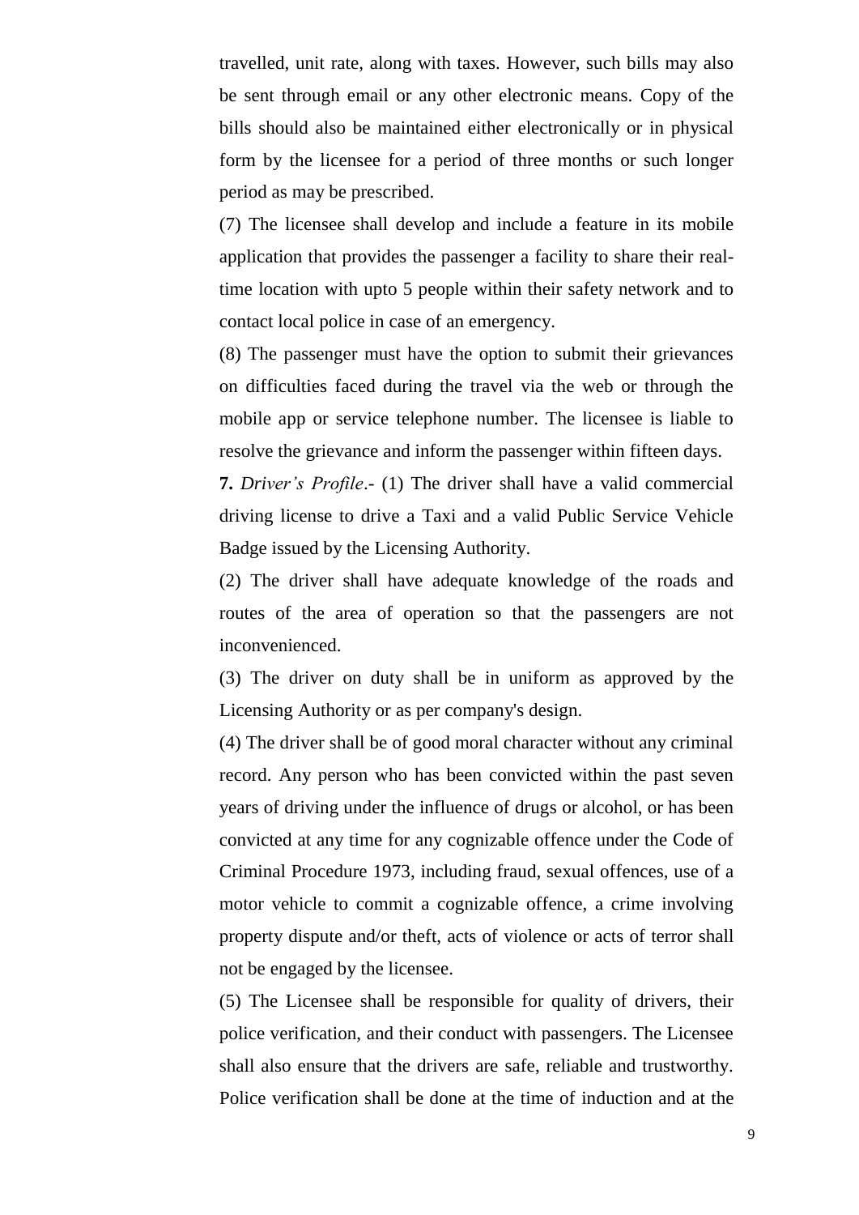travelled, unit rate, along with taxes. However, such bills may also be sent through email or any other electronic means. Copy of the bills should also be maintained either electronically or in physical form by the licensee for a period of three months or such longer period as may be prescribed.

(7) The licensee shall develop and include a feature in its mobile application that provides the passenger a facility to share their real-time location with upto 5 people within their safety network and to contact local police in case of an emergency.

(8) The passenger must have the option to submit their grievances on difficulties faced during the travel via the web or through the mobile app or service telephone number. The licensee is liable to resolve the grievance and inform the passenger within fifteen days.

**7.** *Driver's Profile*.- (1) The driver shall have a valid commercial driving license to drive a Taxi and a valid Public Service Vehicle Badge issued by the Licensing Authority.

(2) The driver shall have adequate knowledge of the roads and routes of the area of operation so that the passengers are not inconvenienced.

(3) The driver on duty shall be in uniform as approved by the Licensing Authority or as per company's design.

(4) The driver shall be of good moral character without any criminal record. Any person who has been convicted within the past seven years of driving under the influence of drugs or alcohol, or has been convicted at any time for any cognizable offence under the Code of Criminal Procedure 1973, including fraud, sexual offences, use of a motor vehicle to commit a cognizable offence, a crime involving property dispute and/or theft, acts of violence or acts of terror shall not be engaged by the licensee.

(5) The Licensee shall be responsible for quality of drivers, their police verification, and their conduct with passengers. The Licensee shall also ensure that the drivers are safe, reliable and trustworthy. Police verification shall be done at the time of induction and at the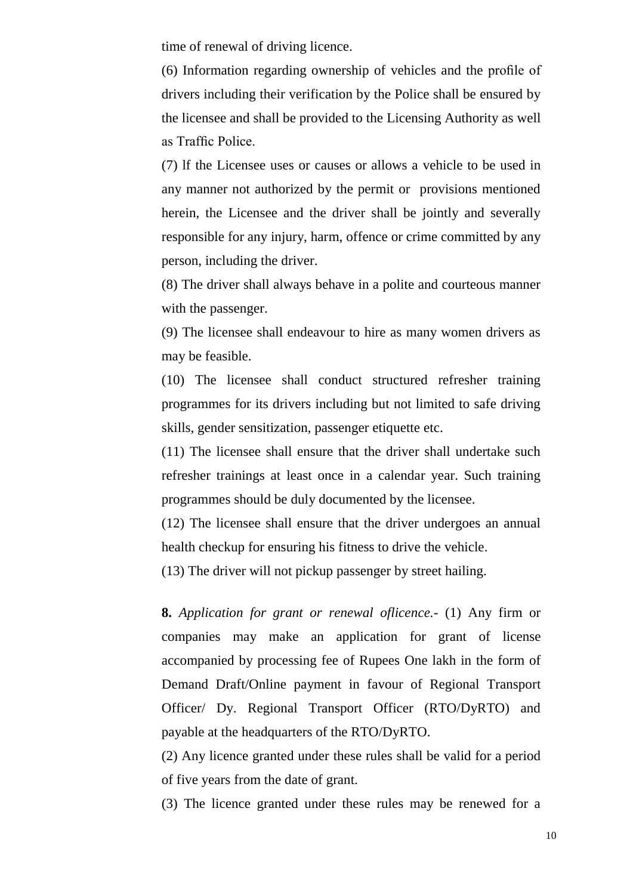time of renewal of driving licence.

(6) Information regarding ownership of vehicles and the profile of drivers including their verification by the Police shall be ensured by the licensee and shall be provided to the Licensing Authority as well as Traffic Police.

(7) lf the Licensee uses or causes or allows a vehicle to be used in any manner not authorized by the permit or provisions mentioned herein, the Licensee and the driver shall be jointly and severally responsible for any injury, harm, offence or crime committed by any person, including the driver.

(8) The driver shall always behave in a polite and courteous manner with the passenger.

(9) The licensee shall endeavour to hire as many women drivers as may be feasible.

(10) The licensee shall conduct structured refresher training programmes for its drivers including but not limited to safe driving skills, gender sensitization, passenger etiquette etc.

(11) The licensee shall ensure that the driver shall undertake such refresher trainings at least once in a calendar year. Such training programmes should be duly documented by the licensee.

(12) The licensee shall ensure that the driver undergoes an annual health checkup for ensuring his fitness to drive the vehicle.

(13) The driver will not pickup passenger by street hailing.

**8.** *Application for grant or renewal oflicence.-* (1) Any firm or companies may make an application for grant of license accompanied by processing fee of Rupees One lakh in the form of Demand Draft/Online payment in favour of Regional Transport Officer/ Dy. Regional Transport Officer (RTO/DyRTO) and payable at the headquarters of the RTO/DyRTO.

(2) Any licence granted under these rules shall be valid for a period of five years from the date of grant.

(3) The licence granted under these rules may be renewed for a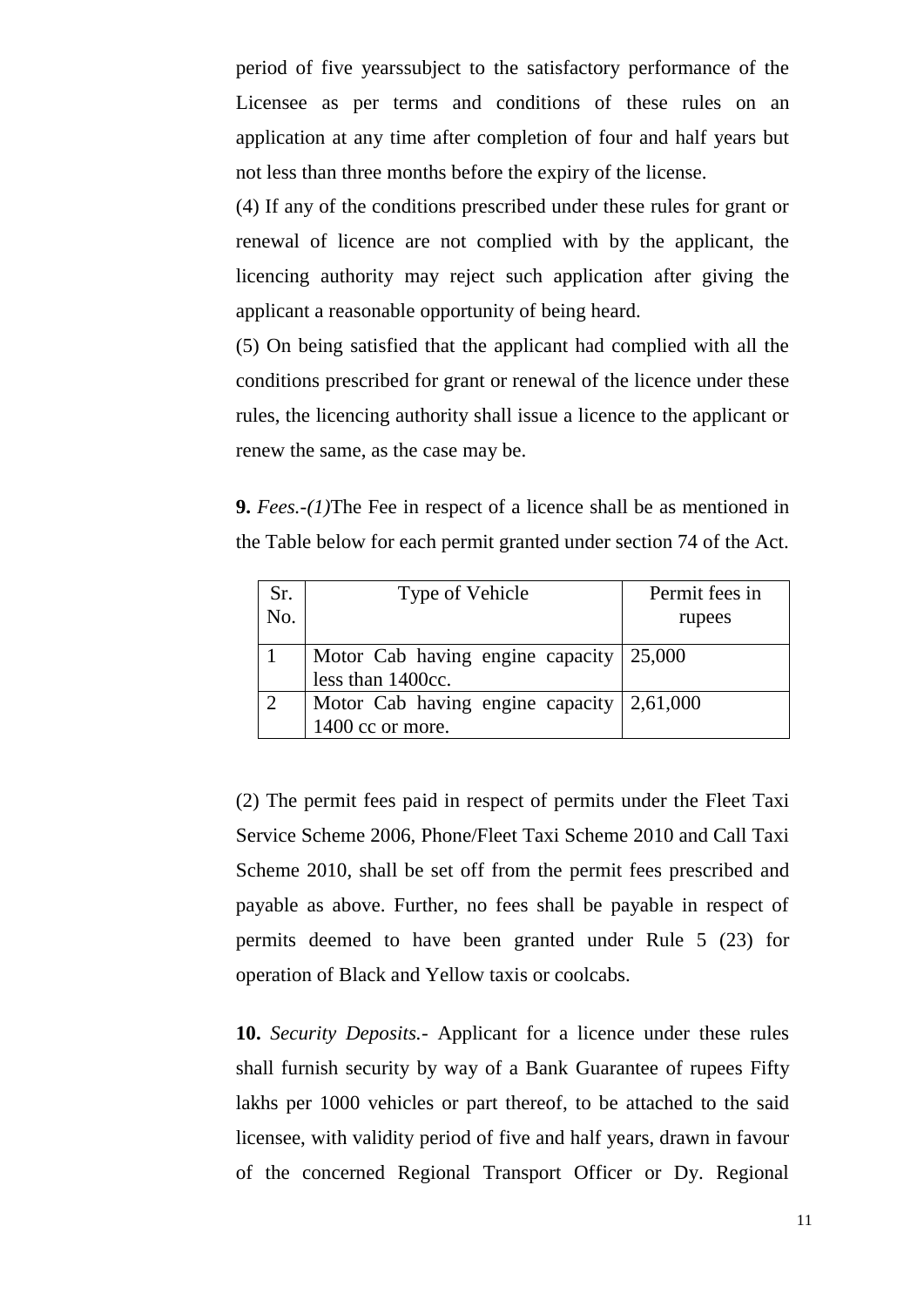period of five yearssubject to the satisfactory performance of the Licensee as per terms and conditions of these rules on an application at any time after completion of four and half years but not less than three months before the expiry of the license.

(4) If any of the conditions prescribed under these rules for grant or renewal of licence are not complied with by the applicant, the licencing authority may reject such application after giving the applicant a reasonable opportunity of being heard.

(5) On being satisfied that the applicant had complied with all the conditions prescribed for grant or renewal of the licence under these rules, the licencing authority shall issue a licence to the applicant or renew the same, as the case may be.

**9.** *Fees.-(1)*The Fee in respect of a licence shall be as mentioned in the Table below for each permit granted under section 74 of the Act.

| Sr. No. | Type of Vehicle | Permit fees in rupees |
|---|---|---|
| 1 | Motor Cab having engine capacity less than 1400cc. | 25,000 |
| 2 | Motor Cab having engine capacity 1400 cc or more. | 2,61,000 |

(2) The permit fees paid in respect of permits under the Fleet Taxi Service Scheme 2006, Phone/Fleet Taxi Scheme 2010 and Call Taxi Scheme 2010, shall be set off from the permit fees prescribed and payable as above. Further, no fees shall be payable in respect of permits deemed to have been granted under Rule 5 (23) for operation of Black and Yellow taxis or coolcabs.

**10.** *Security Deposits.-* Applicant for a licence under these rules shall furnish security by way of a Bank Guarantee of rupees Fifty lakhs per 1000 vehicles or part thereof, to be attached to the said licensee, with validity period of five and half years, drawn in favour of the concerned Regional Transport Officer or Dy. Regional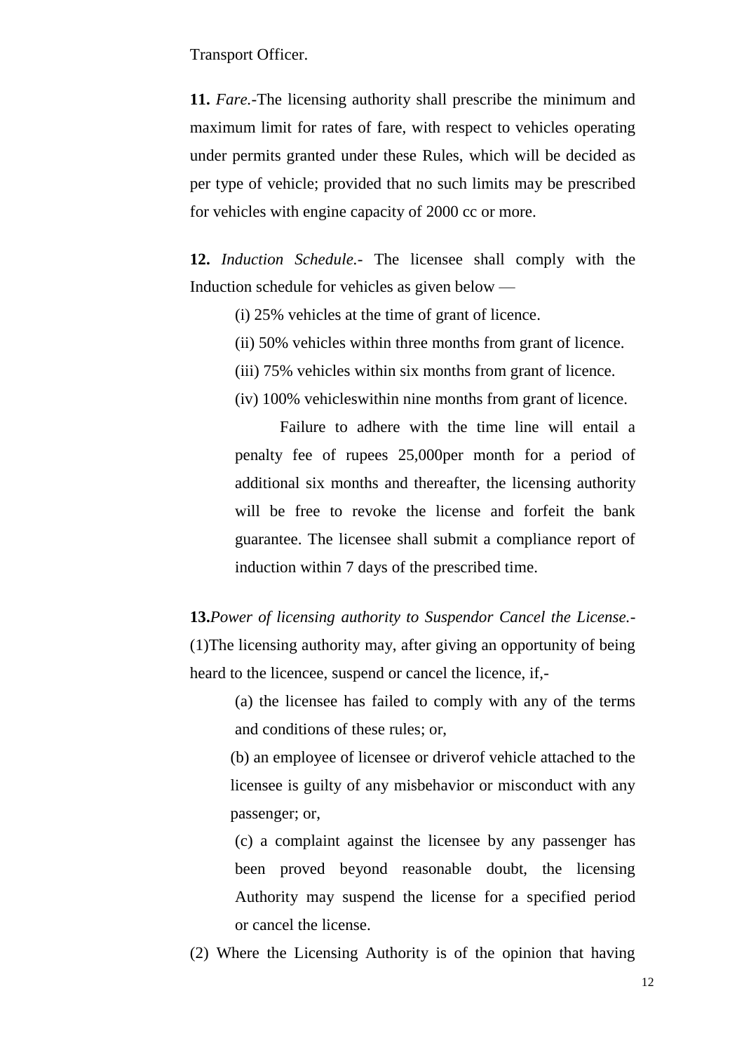Transport Officer.

**11.** *Fare.*-The licensing authority shall prescribe the minimum and maximum limit for rates of fare, with respect to vehicles operating under permits granted under these Rules, which will be decided as per type of vehicle; provided that no such limits may be prescribed for vehicles with engine capacity of 2000 cc or more.

**12.** *Induction Schedule.*- The licensee shall comply with the Induction schedule for vehicles as given below —

(i) 25% vehicles at the time of grant of licence.

(ii) 50% vehicles within three months from grant of licence.

(iii) 75% vehicles within six months from grant of licence.

(iv) 100% vehicleswithin nine months from grant of licence.

Failure to adhere with the time line will entail a penalty fee of rupees 25,000per month for a period of additional six months and thereafter, the licensing authority will be free to revoke the license and forfeit the bank guarantee. The licensee shall submit a compliance report of induction within 7 days of the prescribed time.

**13.***Power of licensing authority to Suspendor Cancel the License.*- (1)The licensing authority may, after giving an opportunity of being heard to the licencee, suspend or cancel the licence, if,-

(a) the licensee has failed to comply with any of the terms and conditions of these rules; or,

(b) an employee of licensee or driverof vehicle attached to the licensee is guilty of any misbehavior or misconduct with any passenger; or,

(c) a complaint against the licensee by any passenger has been proved beyond reasonable doubt, the licensing Authority may suspend the license for a specified period or cancel the license.

(2) Where the Licensing Authority is of the opinion that having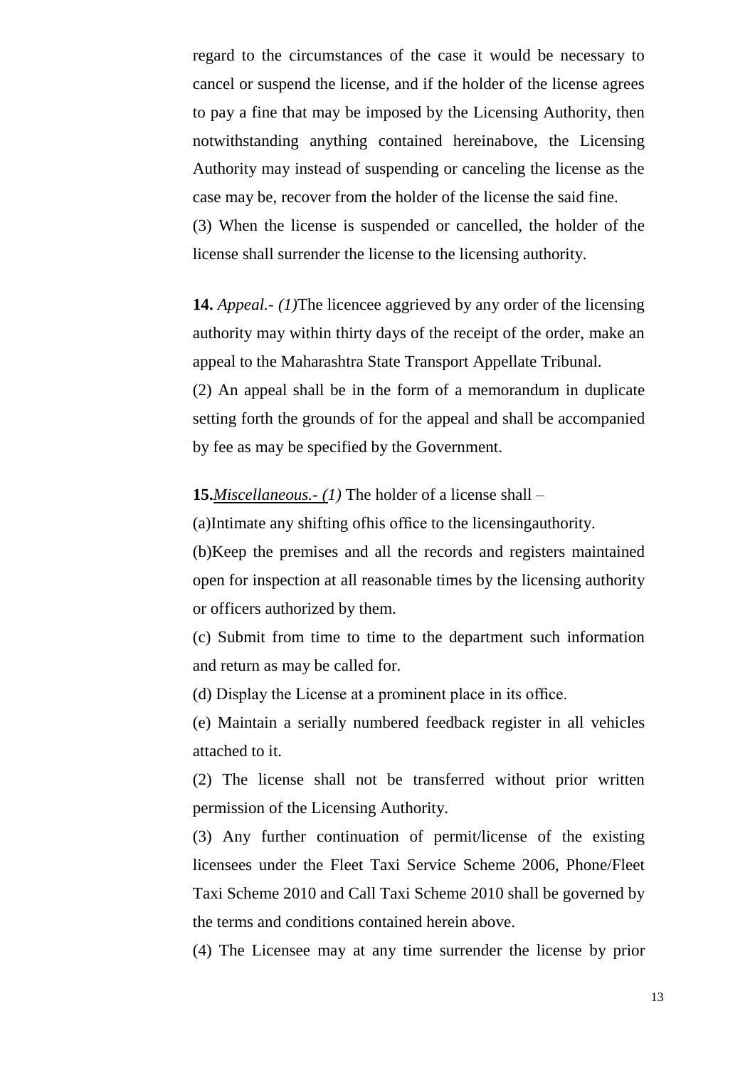regard to the circumstances of the case it would be necessary to cancel or suspend the license, and if the holder of the license agrees to pay a fine that may be imposed by the Licensing Authority, then notwithstanding anything contained hereinabove, the Licensing Authority may instead of suspending or canceling the license as the case may be, recover from the holder of the license the said fine.

(3) When the license is suspended or cancelled, the holder of the license shall surrender the license to the licensing authority.

**14.** *Appeal.- (1)*The licencee aggrieved by any order of the licensing authority may within thirty days of the receipt of the order, make an appeal to the Maharashtra State Transport Appellate Tribunal.

(2) An appeal shall be in the form of a memorandum in duplicate setting forth the grounds of for the appeal and shall be accompanied by fee as may be specified by the Government.

**15.***Miscellaneous.- (1)* The holder of a license shall –

(a)Intimate any shifting ofhis office to the licensingauthority.

(b)Keep the premises and all the records and registers maintained open for inspection at all reasonable times by the licensing authority or officers authorized by them.

(c) Submit from time to time to the department such information and return as may be called for.

(d) Display the License at a prominent place in its office.

(e) Maintain a serially numbered feedback register in all vehicles attached to it.

(2) The license shall not be transferred without prior written permission of the Licensing Authority.

(3) Any further continuation of permit/license of the existing licensees under the Fleet Taxi Service Scheme 2006, Phone/Fleet Taxi Scheme 2010 and Call Taxi Scheme 2010 shall be governed by the terms and conditions contained herein above.

(4) The Licensee may at any time surrender the license by prior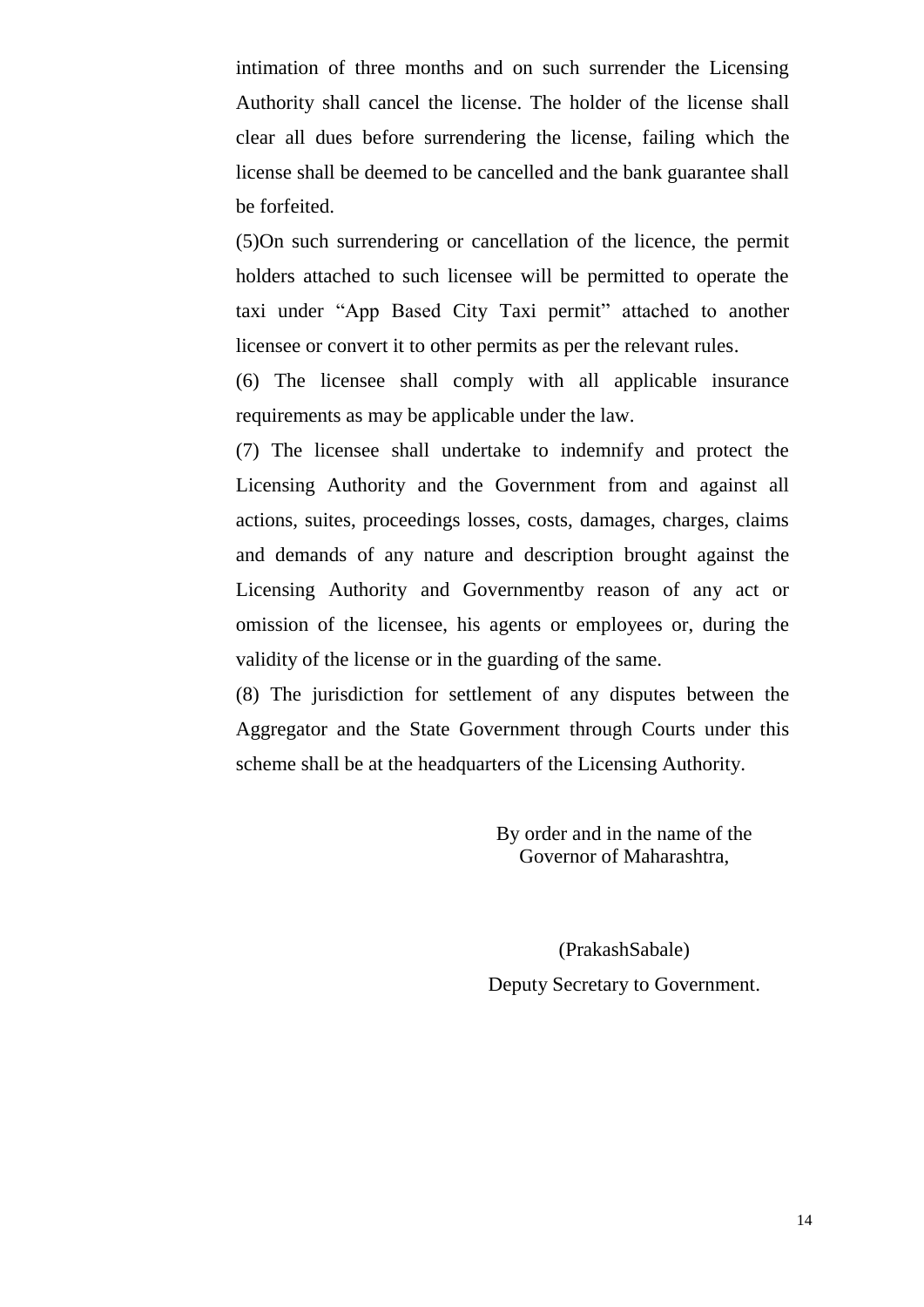intimation of three months and on such surrender the Licensing Authority shall cancel the license. The holder of the license shall clear all dues before surrendering the license, failing which the license shall be deemed to be cancelled and the bank guarantee shall be forfeited.

(5)On such surrendering or cancellation of the licence, the permit holders attached to such licensee will be permitted to operate the taxi under "App Based City Taxi permit" attached to another licensee or convert it to other permits as per the relevant rules.

(6) The licensee shall comply with all applicable insurance requirements as may be applicable under the law.

(7) The licensee shall undertake to indemnify and protect the Licensing Authority and the Government from and against all actions, suites, proceedings losses, costs, damages, charges, claims and demands of any nature and description brought against the Licensing Authority and Governmentby reason of any act or omission of the licensee, his agents or employees or, during the validity of the license or in the guarding of the same.

(8) The jurisdiction for settlement of any disputes between the Aggregator and the State Government through Courts under this scheme shall be at the headquarters of the Licensing Authority.

By order and in the name of the
Governor of Maharashtra,

(PrakashSabale)
Deputy Secretary to Government.